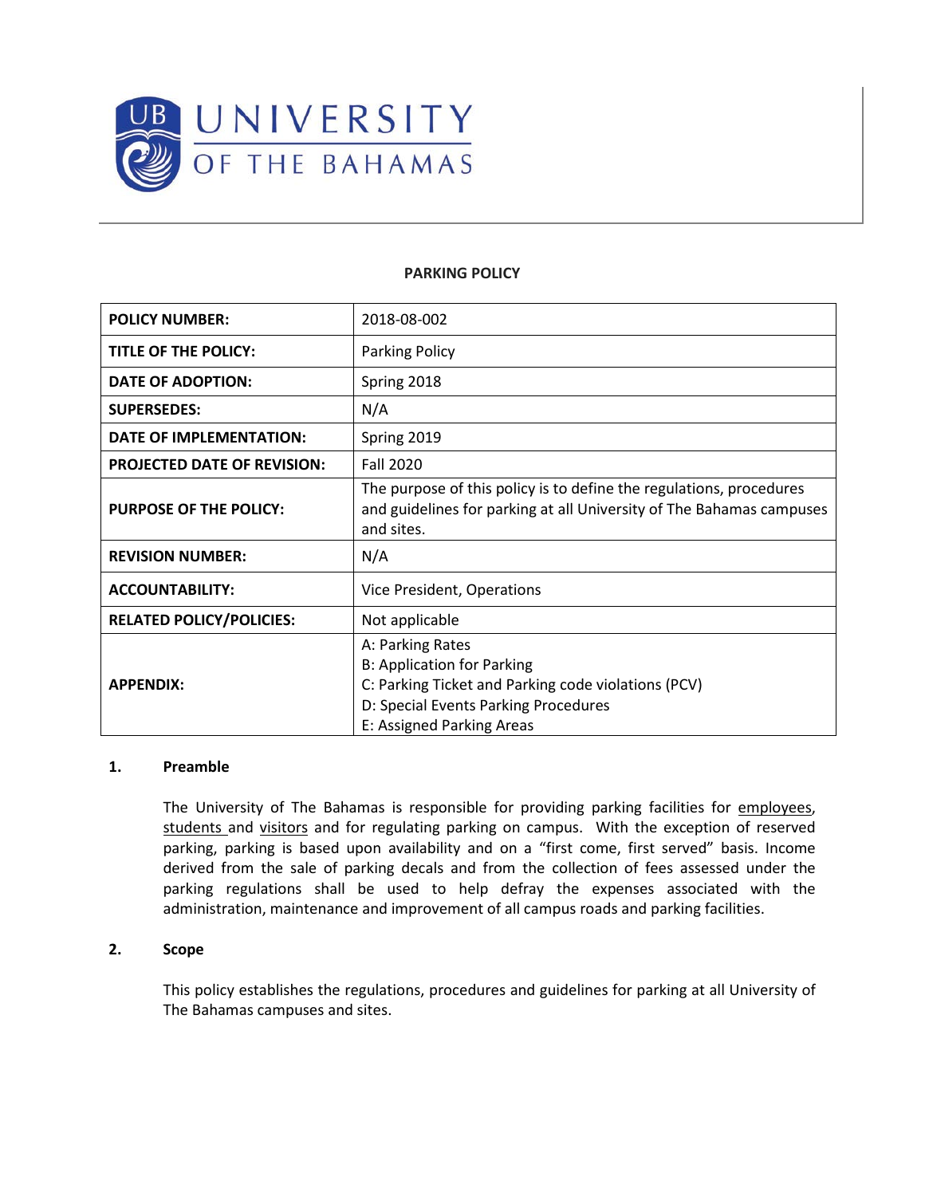UNIVERSITY OF THE BAHAMAS

# PARKING POLICY

| | |
|---|---|
| **POLICY NUMBER:** | 2018-08-002 |
| **TITLE OF THE POLICY:** | Parking Policy |
| **DATE OF ADOPTION:** | Spring 2018 |
| **SUPERSEDES:** | N/A |
| **DATE OF IMPLEMENTATION:** | Spring 2019 |
| **PROJECTED DATE OF REVISION:** | Fall 2020 |
| **PURPOSE OF THE POLICY:** | The purpose of this policy is to define the regulations, procedures and guidelines for parking at all University of The Bahamas campuses and sites. |
| **REVISION NUMBER:** | N/A |
| **ACCOUNTABILITY:** | Vice President, Operations |
| **RELATED POLICY/POLICIES:** | Not applicable |
| **APPENDIX:** | A: Parking Rates<br>B: Application for Parking<br>C: Parking Ticket and Parking code violations (PCV)<br>D: Special Events Parking Procedures<br>E: Assigned Parking Areas |

## 1. Preamble

The University of The Bahamas is responsible for providing parking facilities for employees, students and visitors and for regulating parking on campus. With the exception of reserved parking, parking is based upon availability and on a "first come, first served" basis. Income derived from the sale of parking decals and from the collection of fees assessed under the parking regulations shall be used to help defray the expenses associated with the administration, maintenance and improvement of all campus roads and parking facilities.

## 2. Scope

This policy establishes the regulations, procedures and guidelines for parking at all University of The Bahamas campuses and sites.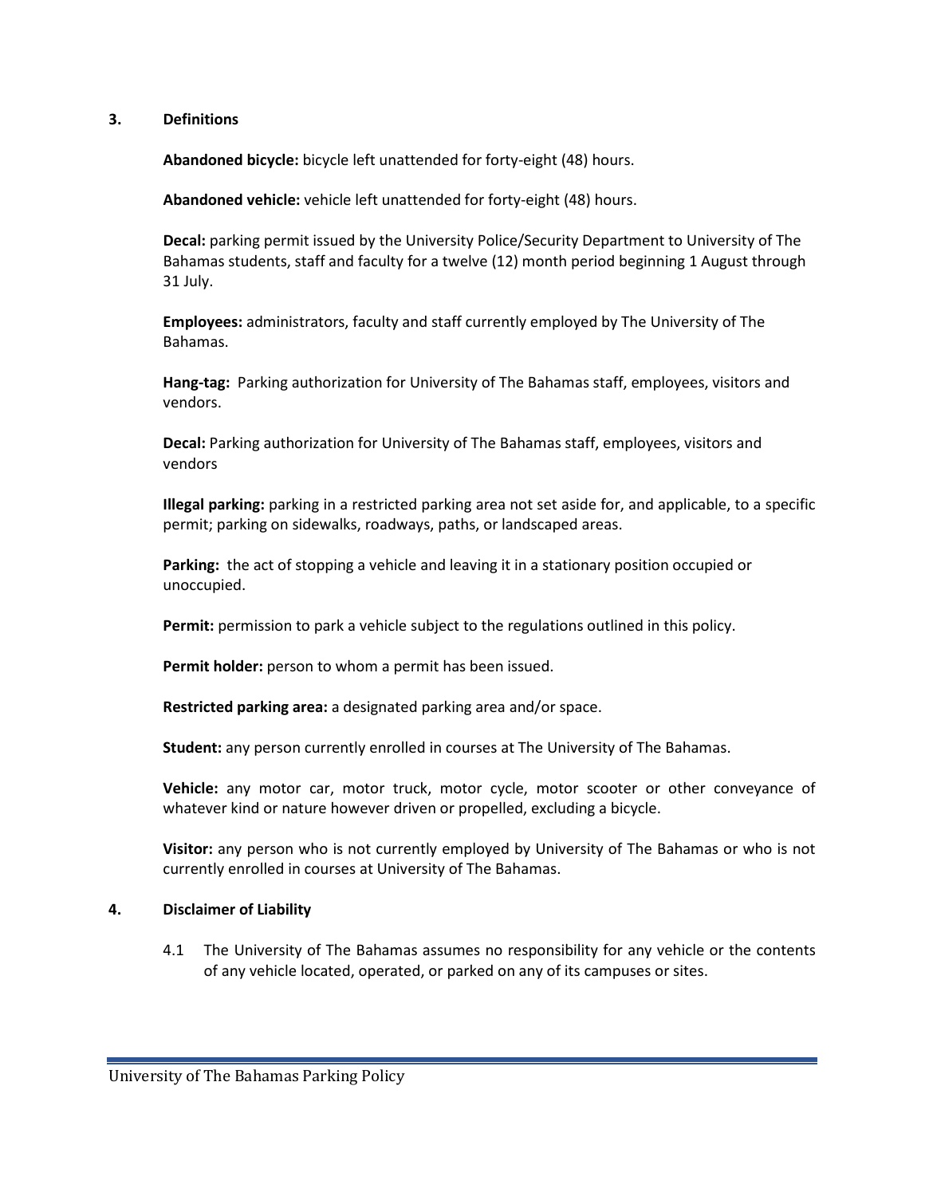## 3. Definitions

**Abandoned bicycle:** bicycle left unattended for forty-eight (48) hours.

**Abandoned vehicle:** vehicle left unattended for forty-eight (48) hours.

**Decal:** parking permit issued by the University Police/Security Department to University of The Bahamas students, staff and faculty for a twelve (12) month period beginning 1 August through 31 July.

**Employees:** administrators, faculty and staff currently employed by The University of The Bahamas.

**Hang-tag:** Parking authorization for University of The Bahamas staff, employees, visitors and vendors.

**Decal:** Parking authorization for University of The Bahamas staff, employees, visitors and vendors

**Illegal parking:** parking in a restricted parking area not set aside for, and applicable, to a specific permit; parking on sidewalks, roadways, paths, or landscaped areas.

**Parking:** the act of stopping a vehicle and leaving it in a stationary position occupied or unoccupied.

**Permit:** permission to park a vehicle subject to the regulations outlined in this policy.

**Permit holder:** person to whom a permit has been issued.

**Restricted parking area:** a designated parking area and/or space.

**Student:** any person currently enrolled in courses at The University of The Bahamas.

**Vehicle:** any motor car, motor truck, motor cycle, motor scooter or other conveyance of whatever kind or nature however driven or propelled, excluding a bicycle.

**Visitor:** any person who is not currently employed by University of The Bahamas or who is not currently enrolled in courses at University of The Bahamas.

## 4. Disclaimer of Liability

4.1 The University of The Bahamas assumes no responsibility for any vehicle or the contents of any vehicle located, operated, or parked on any of its campuses or sites.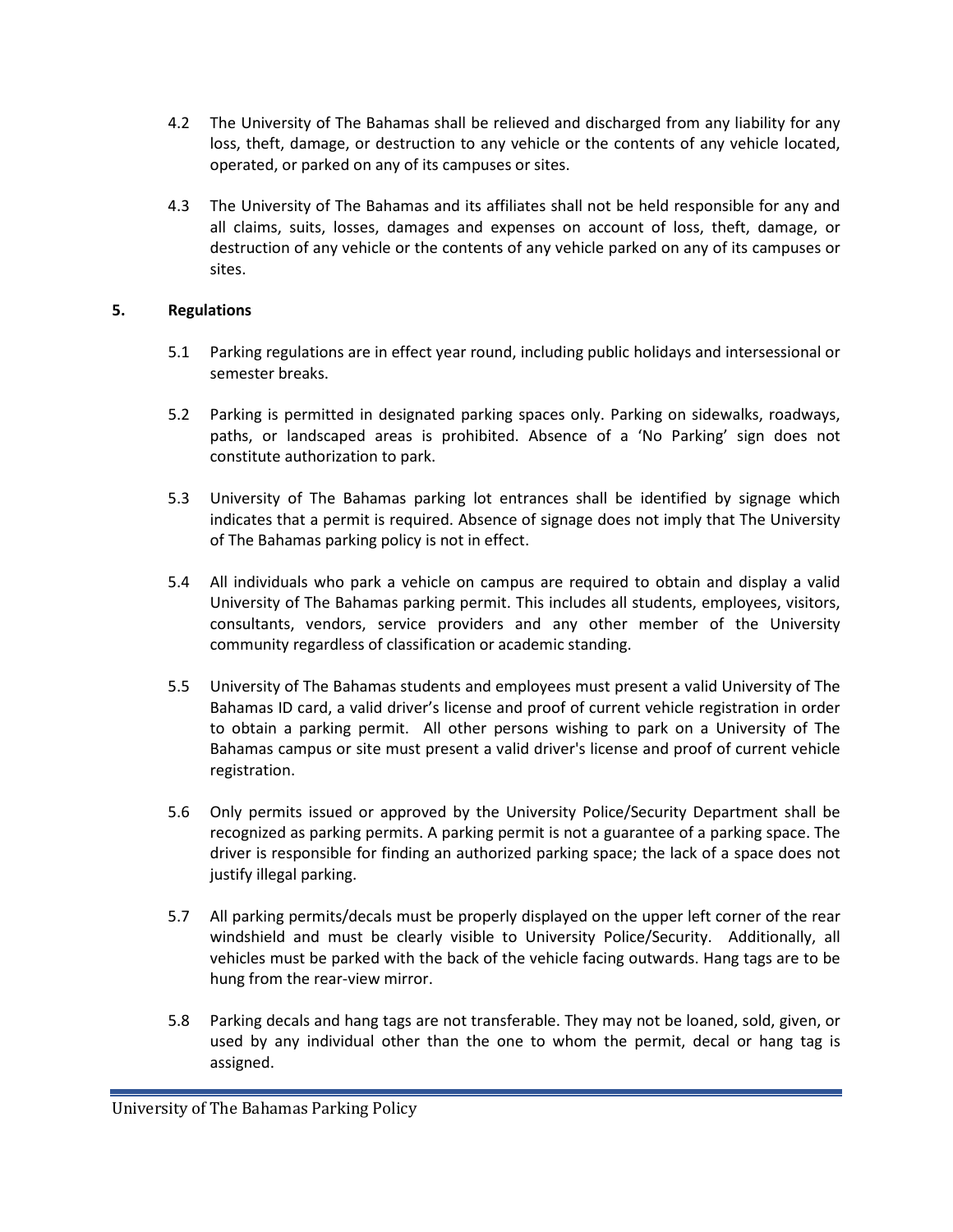4.2 The University of The Bahamas shall be relieved and discharged from any liability for any loss, theft, damage, or destruction to any vehicle or the contents of any vehicle located, operated, or parked on any of its campuses or sites.

4.3 The University of The Bahamas and its affiliates shall not be held responsible for any and all claims, suits, losses, damages and expenses on account of loss, theft, damage, or destruction of any vehicle or the contents of any vehicle parked on any of its campuses or sites.

## 5. Regulations

5.1 Parking regulations are in effect year round, including public holidays and intersessional or semester breaks.

5.2 Parking is permitted in designated parking spaces only. Parking on sidewalks, roadways, paths, or landscaped areas is prohibited. Absence of a 'No Parking' sign does not constitute authorization to park.

5.3 University of The Bahamas parking lot entrances shall be identified by signage which indicates that a permit is required. Absence of signage does not imply that The University of The Bahamas parking policy is not in effect.

5.4 All individuals who park a vehicle on campus are required to obtain and display a valid University of The Bahamas parking permit. This includes all students, employees, visitors, consultants, vendors, service providers and any other member of the University community regardless of classification or academic standing.

5.5 University of The Bahamas students and employees must present a valid University of The Bahamas ID card, a valid driver's license and proof of current vehicle registration in order to obtain a parking permit. All other persons wishing to park on a University of The Bahamas campus or site must present a valid driver's license and proof of current vehicle registration.

5.6 Only permits issued or approved by the University Police/Security Department shall be recognized as parking permits. A parking permit is not a guarantee of a parking space. The driver is responsible for finding an authorized parking space; the lack of a space does not justify illegal parking.

5.7 All parking permits/decals must be properly displayed on the upper left corner of the rear windshield and must be clearly visible to University Police/Security. Additionally, all vehicles must be parked with the back of the vehicle facing outwards. Hang tags are to be hung from the rear-view mirror.

5.8 Parking decals and hang tags are not transferable. They may not be loaned, sold, given, or used by any individual other than the one to whom the permit, decal or hang tag is assigned.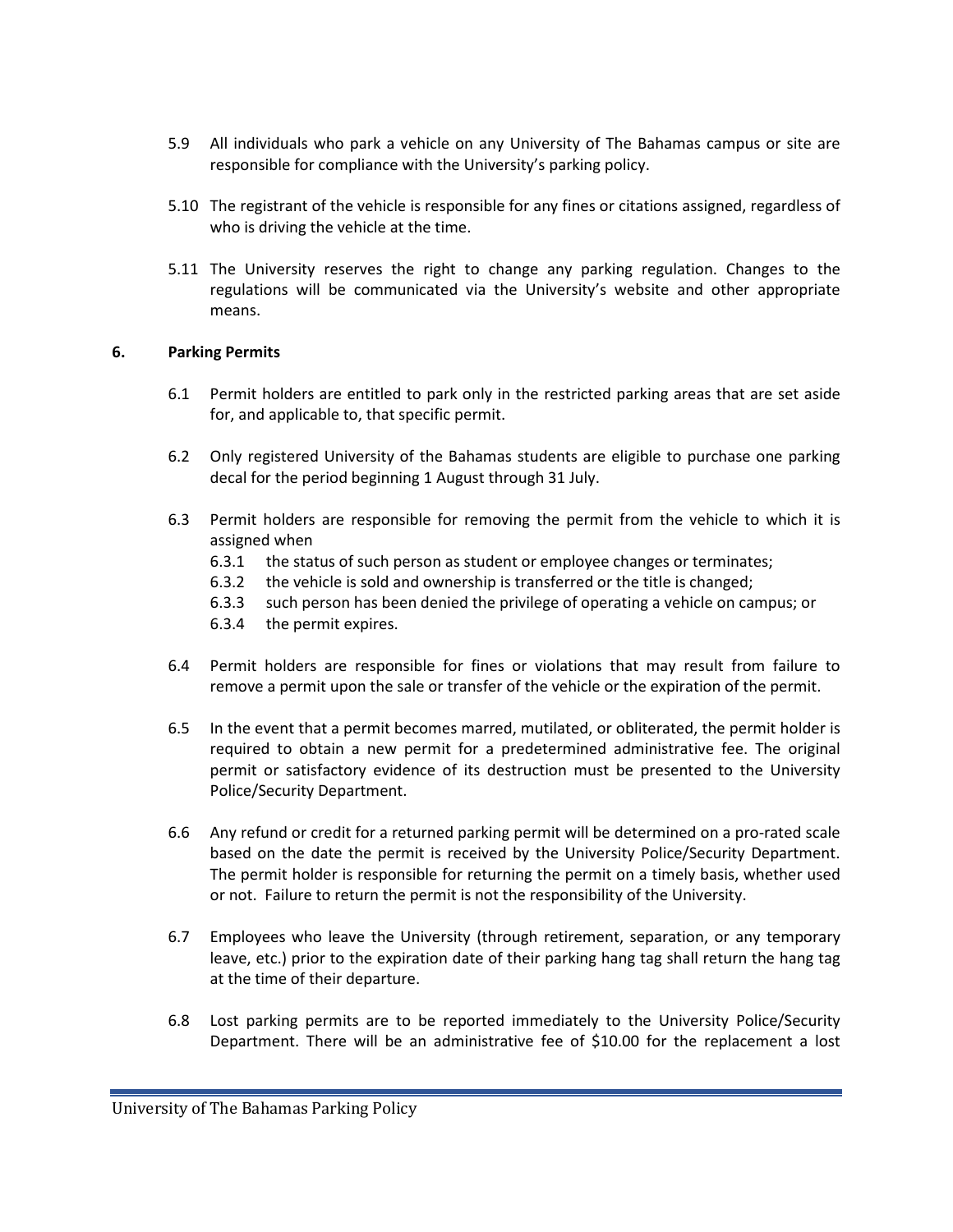5.9 All individuals who park a vehicle on any University of The Bahamas campus or site are responsible for compliance with the University's parking policy.

5.10 The registrant of the vehicle is responsible for any fines or citations assigned, regardless of who is driving the vehicle at the time.

5.11 The University reserves the right to change any parking regulation. Changes to the regulations will be communicated via the University's website and other appropriate means.

## 6. Parking Permits

6.1 Permit holders are entitled to park only in the restricted parking areas that are set aside for, and applicable to, that specific permit.

6.2 Only registered University of the Bahamas students are eligible to purchase one parking decal for the period beginning 1 August through 31 July.

6.3 Permit holders are responsible for removing the permit from the vehicle to which it is assigned when

6.3.1 the status of such person as student or employee changes or terminates;
6.3.2 the vehicle is sold and ownership is transferred or the title is changed;
6.3.3 such person has been denied the privilege of operating a vehicle on campus; or
6.3.4 the permit expires.

6.4 Permit holders are responsible for fines or violations that may result from failure to remove a permit upon the sale or transfer of the vehicle or the expiration of the permit.

6.5 In the event that a permit becomes marred, mutilated, or obliterated, the permit holder is required to obtain a new permit for a predetermined administrative fee. The original permit or satisfactory evidence of its destruction must be presented to the University Police/Security Department.

6.6 Any refund or credit for a returned parking permit will be determined on a pro-rated scale based on the date the permit is received by the University Police/Security Department. The permit holder is responsible for returning the permit on a timely basis, whether used or not. Failure to return the permit is not the responsibility of the University.

6.7 Employees who leave the University (through retirement, separation, or any temporary leave, etc.) prior to the expiration date of their parking hang tag shall return the hang tag at the time of their departure.

6.8 Lost parking permits are to be reported immediately to the University Police/Security Department. There will be an administrative fee of $10.00 for the replacement a lost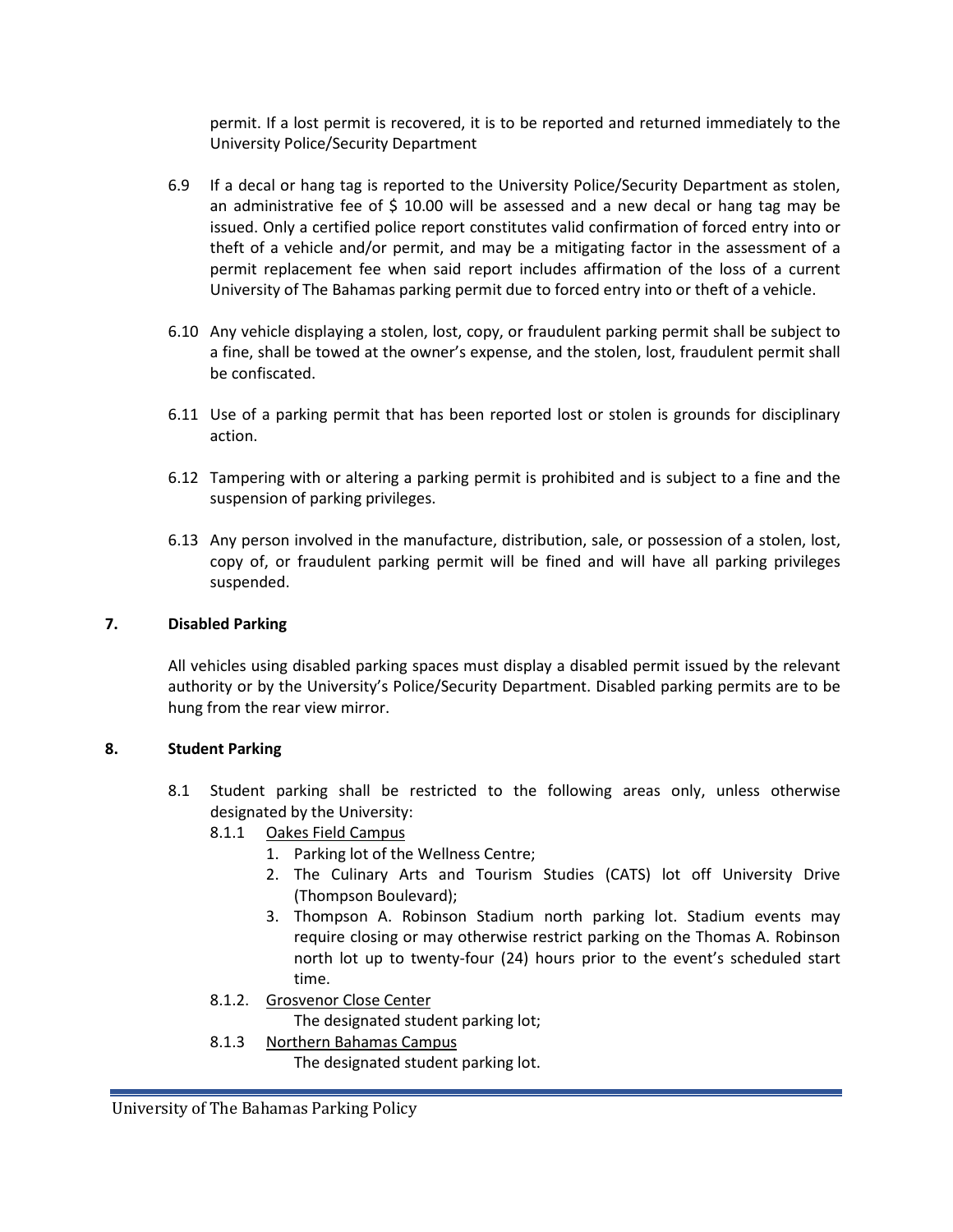permit. If a lost permit is recovered, it is to be reported and returned immediately to the University Police/Security Department

6.9 If a decal or hang tag is reported to the University Police/Security Department as stolen, an administrative fee of $ 10.00 will be assessed and a new decal or hang tag may be issued. Only a certified police report constitutes valid confirmation of forced entry into or theft of a vehicle and/or permit, and may be a mitigating factor in the assessment of a permit replacement fee when said report includes affirmation of the loss of a current University of The Bahamas parking permit due to forced entry into or theft of a vehicle.

6.10 Any vehicle displaying a stolen, lost, copy, or fraudulent parking permit shall be subject to a fine, shall be towed at the owner's expense, and the stolen, lost, fraudulent permit shall be confiscated.

6.11 Use of a parking permit that has been reported lost or stolen is grounds for disciplinary action.

6.12 Tampering with or altering a parking permit is prohibited and is subject to a fine and the suspension of parking privileges.

6.13 Any person involved in the manufacture, distribution, sale, or possession of a stolen, lost, copy of, or fraudulent parking permit will be fined and will have all parking privileges suspended.

## 7. Disabled Parking

All vehicles using disabled parking spaces must display a disabled permit issued by the relevant authority or by the University's Police/Security Department. Disabled parking permits are to be hung from the rear view mirror.

## 8. Student Parking

8.1 Student parking shall be restricted to the following areas only, unless otherwise designated by the University:

8.1.1 Oakes Field Campus

1. Parking lot of the Wellness Centre;
2. The Culinary Arts and Tourism Studies (CATS) lot off University Drive (Thompson Boulevard);
3. Thompson A. Robinson Stadium north parking lot. Stadium events may require closing or may otherwise restrict parking on the Thomas A. Robinson north lot up to twenty-four (24) hours prior to the event's scheduled start time.

8.1.2. Grosvenor Close Center

The designated student parking lot;

8.1.3 Northern Bahamas Campus

The designated student parking lot.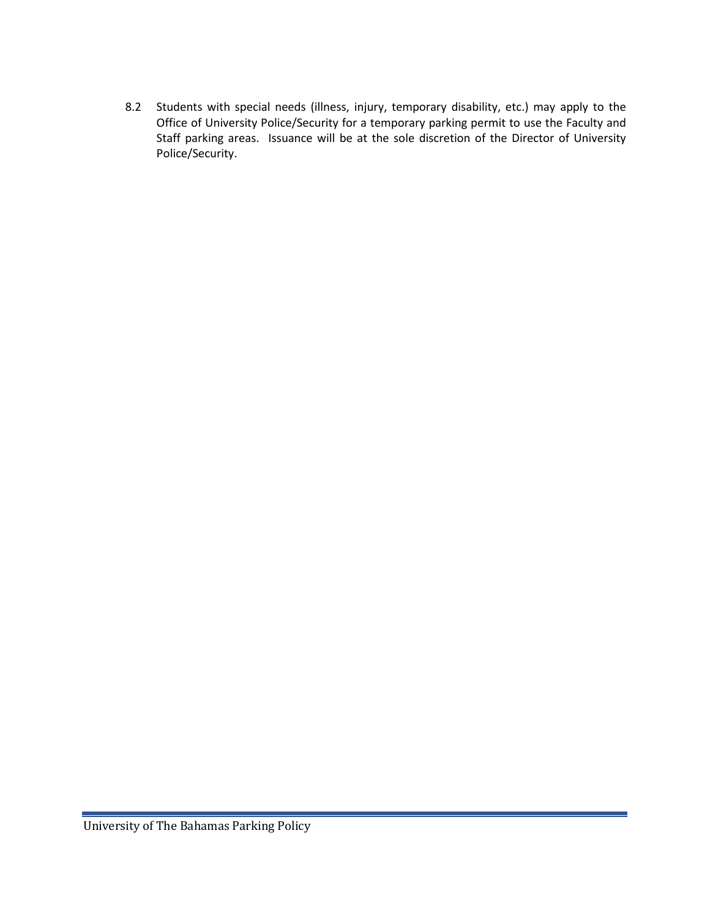8.2 Students with special needs (illness, injury, temporary disability, etc.) may apply to the Office of University Police/Security for a temporary parking permit to use the Faculty and Staff parking areas. Issuance will be at the sole discretion of the Director of University Police/Security.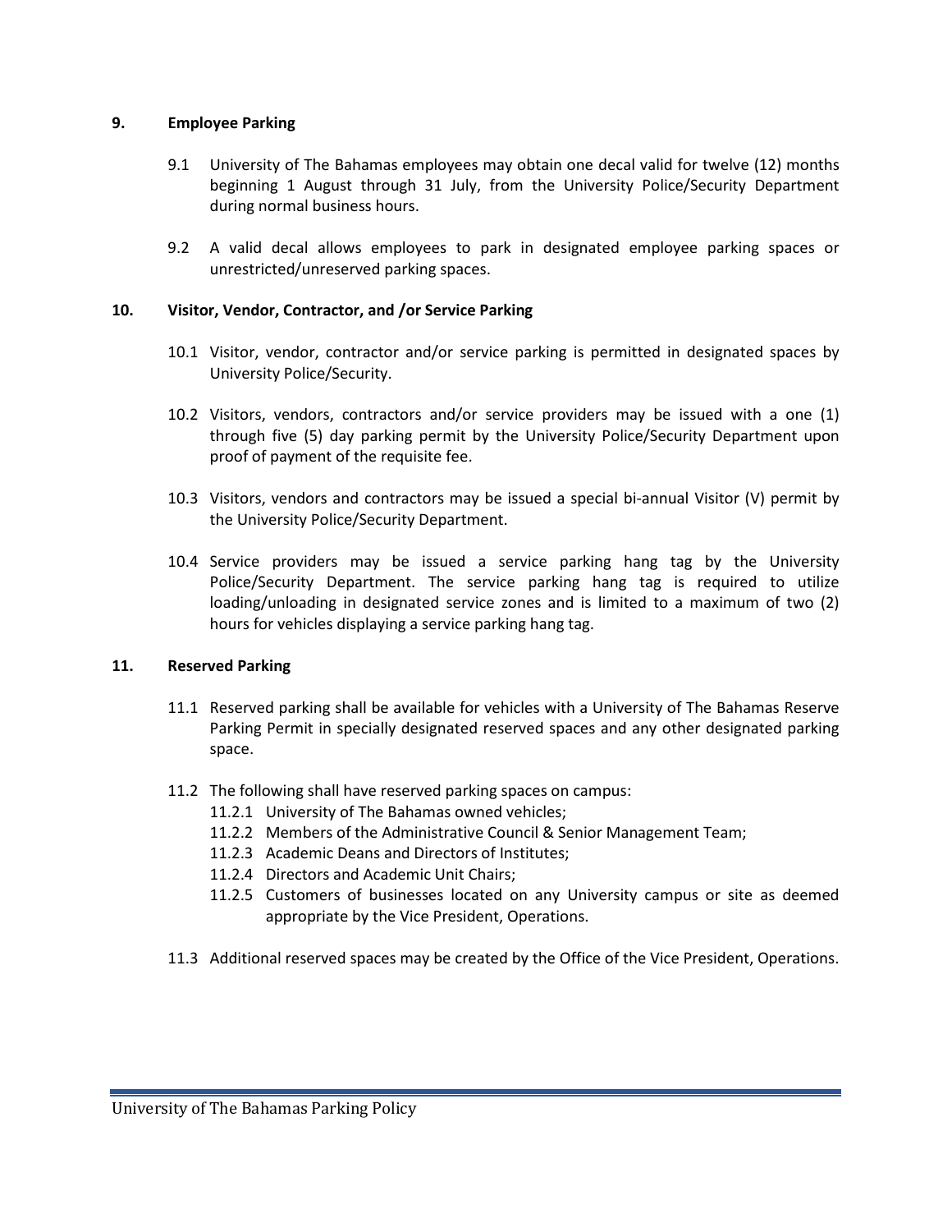## 9. Employee Parking

9.1 University of The Bahamas employees may obtain one decal valid for twelve (12) months beginning 1 August through 31 July, from the University Police/Security Department during normal business hours.

9.2 A valid decal allows employees to park in designated employee parking spaces or unrestricted/unreserved parking spaces.

## 10. Visitor, Vendor, Contractor, and /or Service Parking

10.1 Visitor, vendor, contractor and/or service parking is permitted in designated spaces by University Police/Security.

10.2 Visitors, vendors, contractors and/or service providers may be issued with a one (1) through five (5) day parking permit by the University Police/Security Department upon proof of payment of the requisite fee.

10.3 Visitors, vendors and contractors may be issued a special bi-annual Visitor (V) permit by the University Police/Security Department.

10.4 Service providers may be issued a service parking hang tag by the University Police/Security Department. The service parking hang tag is required to utilize loading/unloading in designated service zones and is limited to a maximum of two (2) hours for vehicles displaying a service parking hang tag.

## 11. Reserved Parking

11.1 Reserved parking shall be available for vehicles with a University of The Bahamas Reserve Parking Permit in specially designated reserved spaces and any other designated parking space.

11.2 The following shall have reserved parking spaces on campus:

- 11.2.1 University of The Bahamas owned vehicles;
- 11.2.2 Members of the Administrative Council & Senior Management Team;
- 11.2.3 Academic Deans and Directors of Institutes;
- 11.2.4 Directors and Academic Unit Chairs;
- 11.2.5 Customers of businesses located on any University campus or site as deemed appropriate by the Vice President, Operations.

11.3 Additional reserved spaces may be created by the Office of the Vice President, Operations.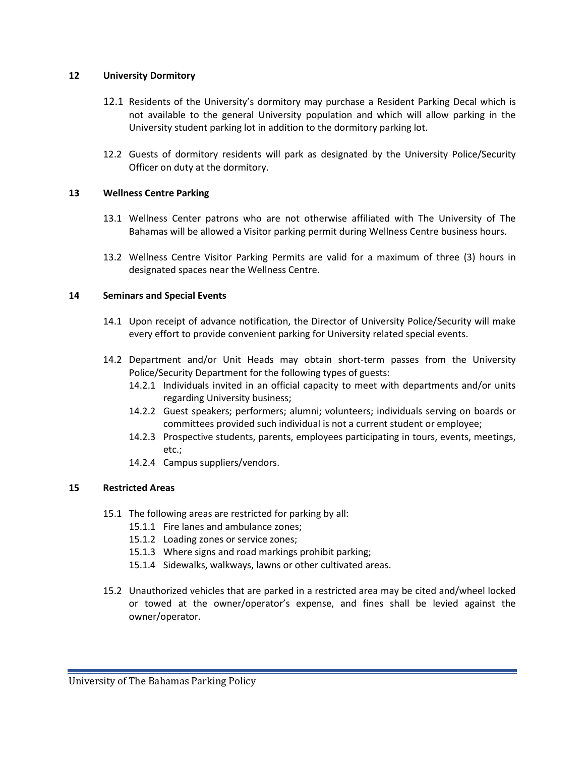## 12 University Dormitory

12.1 Residents of the University's dormitory may purchase a Resident Parking Decal which is not available to the general University population and which will allow parking in the University student parking lot in addition to the dormitory parking lot.

12.2 Guests of dormitory residents will park as designated by the University Police/Security Officer on duty at the dormitory.

## 13 Wellness Centre Parking

13.1 Wellness Center patrons who are not otherwise affiliated with The University of The Bahamas will be allowed a Visitor parking permit during Wellness Centre business hours.

13.2 Wellness Centre Visitor Parking Permits are valid for a maximum of three (3) hours in designated spaces near the Wellness Centre.

## 14 Seminars and Special Events

14.1 Upon receipt of advance notification, the Director of University Police/Security will make every effort to provide convenient parking for University related special events.

14.2 Department and/or Unit Heads may obtain short-term passes from the University Police/Security Department for the following types of guests:

- 14.2.1 Individuals invited in an official capacity to meet with departments and/or units regarding University business;
- 14.2.2 Guest speakers; performers; alumni; volunteers; individuals serving on boards or committees provided such individual is not a current student or employee;
- 14.2.3 Prospective students, parents, employees participating in tours, events, meetings, etc.;
- 14.2.4 Campus suppliers/vendors.

## 15 Restricted Areas

15.1 The following areas are restricted for parking by all:

- 15.1.1 Fire lanes and ambulance zones;
- 15.1.2 Loading zones or service zones;
- 15.1.3 Where signs and road markings prohibit parking;
- 15.1.4 Sidewalks, walkways, lawns or other cultivated areas.

15.2 Unauthorized vehicles that are parked in a restricted area may be cited and/wheel locked or towed at the owner/operator's expense, and fines shall be levied against the owner/operator.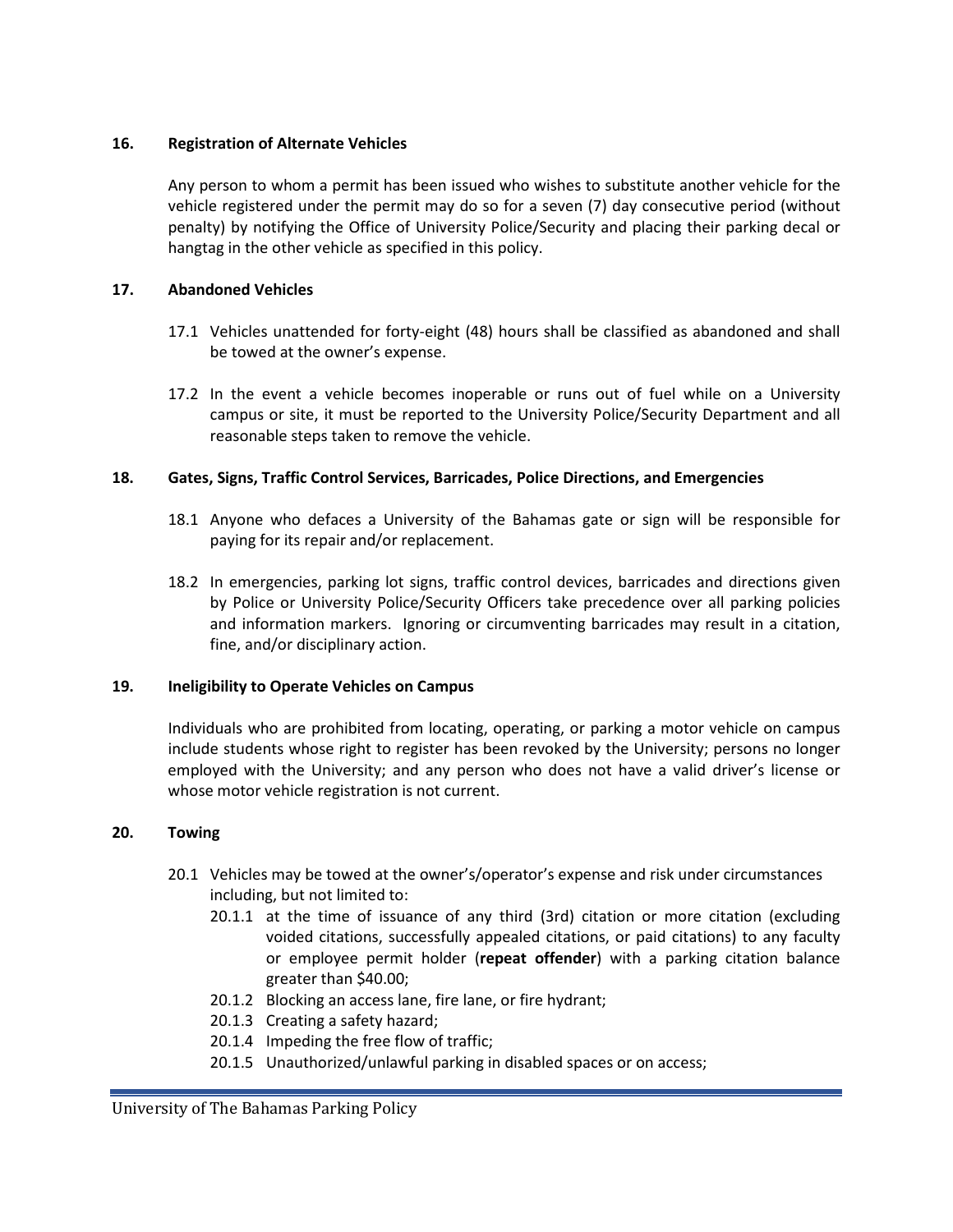## 16. Registration of Alternate Vehicles

Any person to whom a permit has been issued who wishes to substitute another vehicle for the vehicle registered under the permit may do so for a seven (7) day consecutive period (without penalty) by notifying the Office of University Police/Security and placing their parking decal or hangtag in the other vehicle as specified in this policy.

## 17. Abandoned Vehicles

17.1 Vehicles unattended for forty-eight (48) hours shall be classified as abandoned and shall be towed at the owner's expense.

17.2 In the event a vehicle becomes inoperable or runs out of fuel while on a University campus or site, it must be reported to the University Police/Security Department and all reasonable steps taken to remove the vehicle.

## 18. Gates, Signs, Traffic Control Services, Barricades, Police Directions, and Emergencies

18.1 Anyone who defaces a University of the Bahamas gate or sign will be responsible for paying for its repair and/or replacement.

18.2 In emergencies, parking lot signs, traffic control devices, barricades and directions given by Police or University Police/Security Officers take precedence over all parking policies and information markers. Ignoring or circumventing barricades may result in a citation, fine, and/or disciplinary action.

## 19. Ineligibility to Operate Vehicles on Campus

Individuals who are prohibited from locating, operating, or parking a motor vehicle on campus include students whose right to register has been revoked by the University; persons no longer employed with the University; and any person who does not have a valid driver's license or whose motor vehicle registration is not current.

## 20. Towing

20.1 Vehicles may be towed at the owner's/operator's expense and risk under circumstances including, but not limited to:

- 20.1.1 at the time of issuance of any third (3rd) citation or more citation (excluding voided citations, successfully appealed citations, or paid citations) to any faculty or employee permit holder (**repeat offender**) with a parking citation balance greater than $40.00;
- 20.1.2 Blocking an access lane, fire lane, or fire hydrant;
- 20.1.3 Creating a safety hazard;
- 20.1.4 Impeding the free flow of traffic;
- 20.1.5 Unauthorized/unlawful parking in disabled spaces or on access;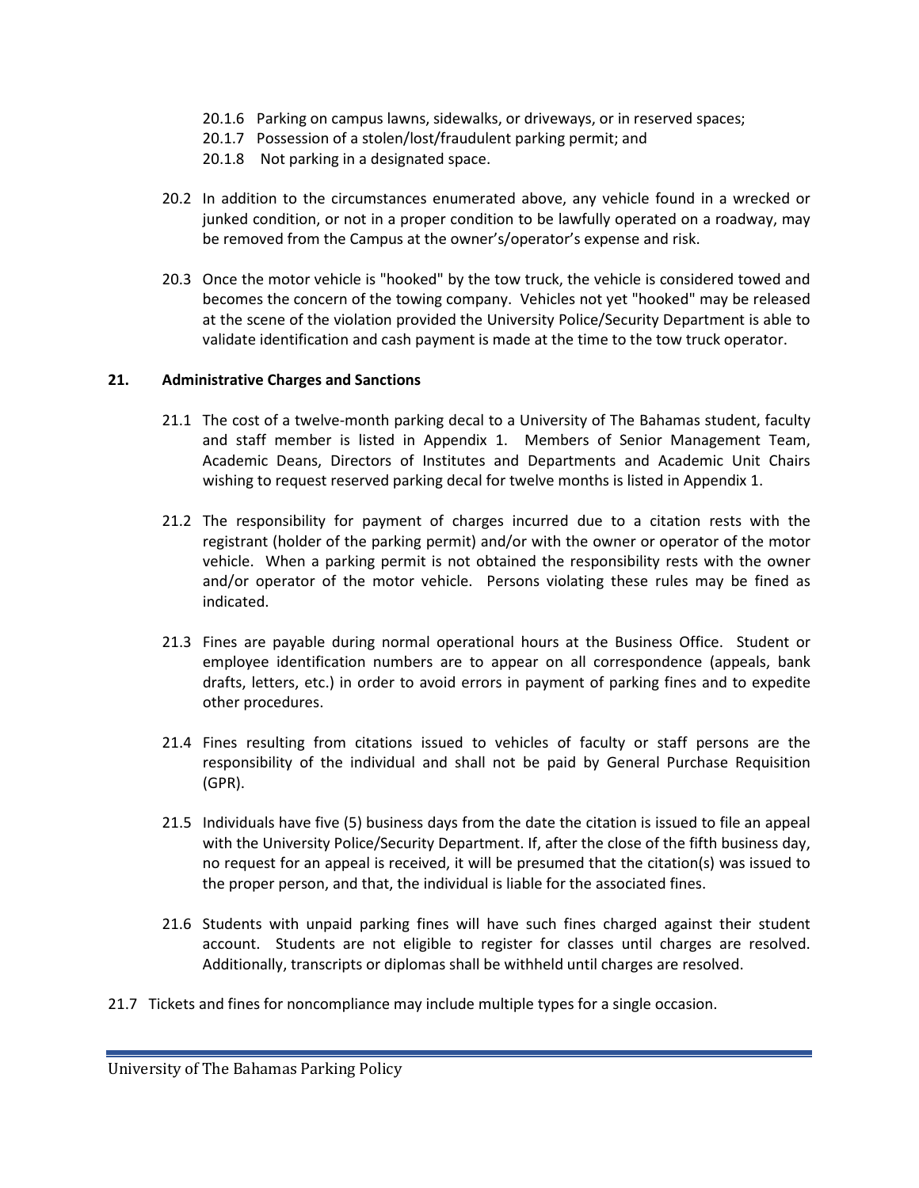20.1.6 Parking on campus lawns, sidewalks, or driveways, or in reserved spaces;
20.1.7 Possession of a stolen/lost/fraudulent parking permit; and
20.1.8 Not parking in a designated space.

20.2 In addition to the circumstances enumerated above, any vehicle found in a wrecked or junked condition, or not in a proper condition to be lawfully operated on a roadway, may be removed from the Campus at the owner's/operator's expense and risk.

20.3 Once the motor vehicle is "hooked" by the tow truck, the vehicle is considered towed and becomes the concern of the towing company. Vehicles not yet "hooked" may be released at the scene of the violation provided the University Police/Security Department is able to validate identification and cash payment is made at the time to the tow truck operator.

## 21. Administrative Charges and Sanctions

21.1 The cost of a twelve-month parking decal to a University of The Bahamas student, faculty and staff member is listed in Appendix 1. Members of Senior Management Team, Academic Deans, Directors of Institutes and Departments and Academic Unit Chairs wishing to request reserved parking decal for twelve months is listed in Appendix 1.

21.2 The responsibility for payment of charges incurred due to a citation rests with the registrant (holder of the parking permit) and/or with the owner or operator of the motor vehicle. When a parking permit is not obtained the responsibility rests with the owner and/or operator of the motor vehicle. Persons violating these rules may be fined as indicated.

21.3 Fines are payable during normal operational hours at the Business Office. Student or employee identification numbers are to appear on all correspondence (appeals, bank drafts, letters, etc.) in order to avoid errors in payment of parking fines and to expedite other procedures.

21.4 Fines resulting from citations issued to vehicles of faculty or staff persons are the responsibility of the individual and shall not be paid by General Purchase Requisition (GPR).

21.5 Individuals have five (5) business days from the date the citation is issued to file an appeal with the University Police/Security Department. If, after the close of the fifth business day, no request for an appeal is received, it will be presumed that the citation(s) was issued to the proper person, and that, the individual is liable for the associated fines.

21.6 Students with unpaid parking fines will have such fines charged against their student account. Students are not eligible to register for classes until charges are resolved. Additionally, transcripts or diplomas shall be withheld until charges are resolved.

21.7 Tickets and fines for noncompliance may include multiple types for a single occasion.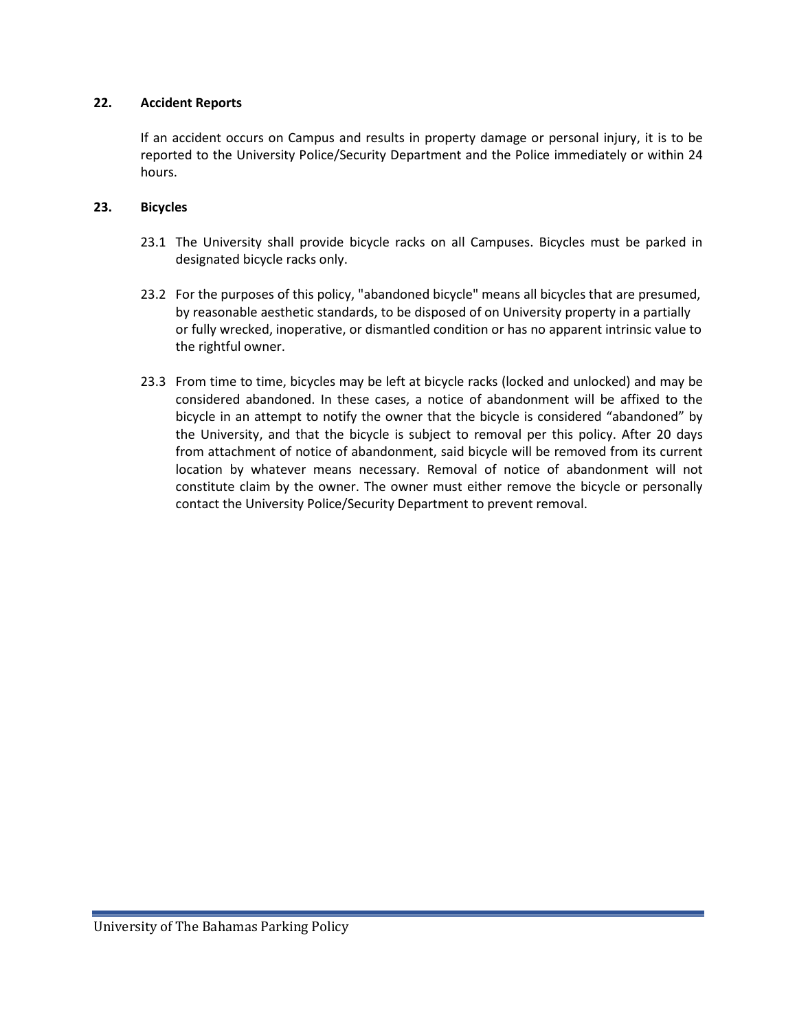## 22. Accident Reports

If an accident occurs on Campus and results in property damage or personal injury, it is to be reported to the University Police/Security Department and the Police immediately or within 24 hours.

## 23. Bicycles

23.1 The University shall provide bicycle racks on all Campuses. Bicycles must be parked in designated bicycle racks only.

23.2 For the purposes of this policy, "abandoned bicycle" means all bicycles that are presumed, by reasonable aesthetic standards, to be disposed of on University property in a partially or fully wrecked, inoperative, or dismantled condition or has no apparent intrinsic value to the rightful owner.

23.3 From time to time, bicycles may be left at bicycle racks (locked and unlocked) and may be considered abandoned. In these cases, a notice of abandonment will be affixed to the bicycle in an attempt to notify the owner that the bicycle is considered "abandoned" by the University, and that the bicycle is subject to removal per this policy. After 20 days from attachment of notice of abandonment, said bicycle will be removed from its current location by whatever means necessary. Removal of notice of abandonment will not constitute claim by the owner. The owner must either remove the bicycle or personally contact the University Police/Security Department to prevent removal.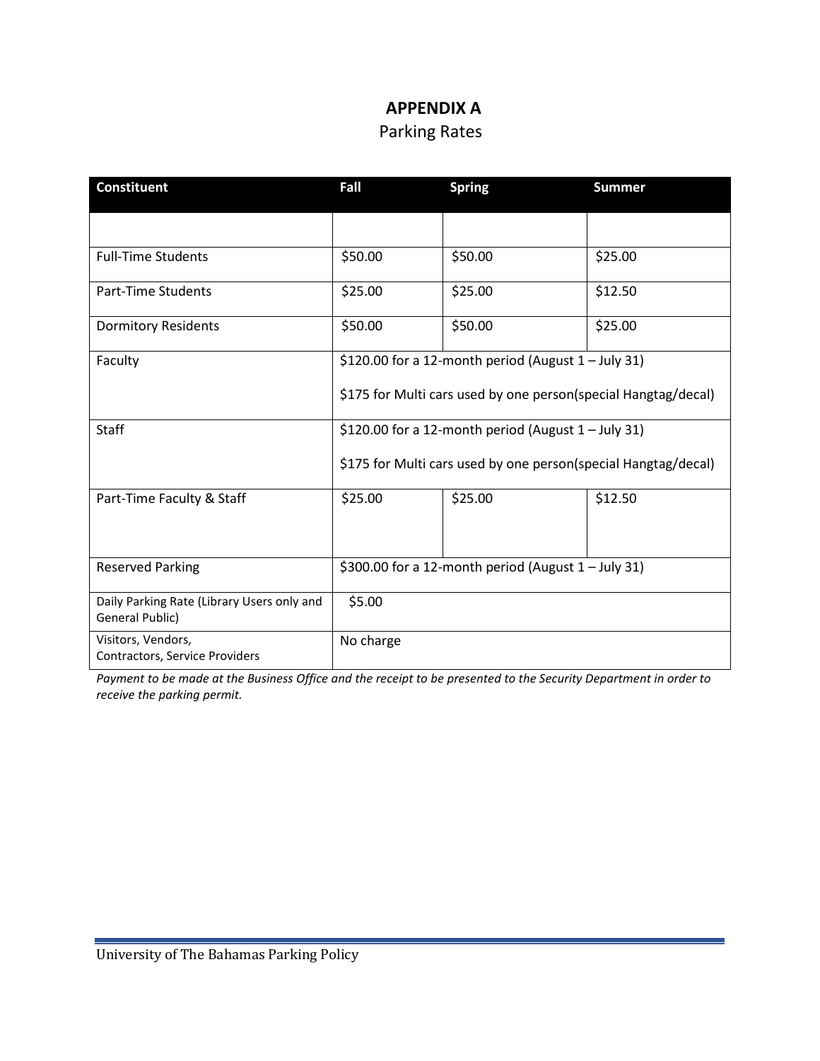## APPENDIX A

Parking Rates

| Constituent | Fall | Spring | Summer |
|---|---|---|---|
| | | | |
| Full-Time Students | $50.00 | $50.00 | $25.00 |
| Part-Time Students | $25.00 | $25.00 | $12.50 |
| Dormitory Residents | $50.00 | $50.00 | $25.00 |
| Faculty | $120.00 for a 12-month period (August 1 – July 31)<br><br>$175 for Multi cars used by one person(special Hangtag/decal) | | |
| Staff | $120.00 for a 12-month period (August 1 – July 31)<br><br>$175 for Multi cars used by one person(special Hangtag/decal) | | |
| Part-Time Faculty & Staff | $25.00 | $25.00 | $12.50 |
| Reserved Parking | $300.00 for a 12-month period (August 1 – July 31) | | |
| Daily Parking Rate (Library Users only and General Public) | $5.00 | | |
| Visitors, Vendors, Contractors, Service Providers | No charge | | |

*Payment to be made at the Business Office and the receipt to be presented to the Security Department in order to receive the parking permit.*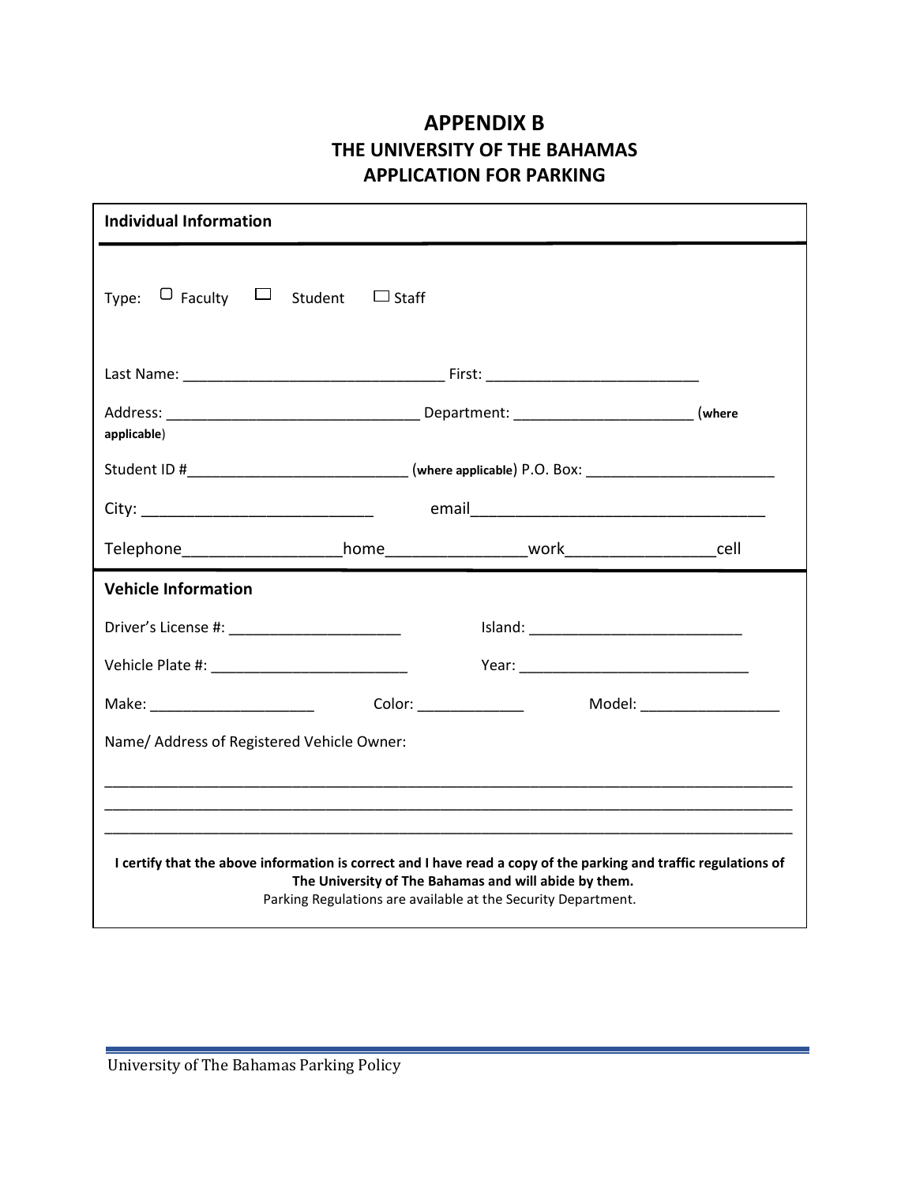# APPENDIX B

## THE UNIVERSITY OF THE BAHAMAS
## APPLICATION FOR PARKING

**Individual Information**

Type: ☐ Faculty ☐ Student ☐ Staff

Last Name: _______________________________ First: _________________________

Address: ______________________________ Department: _____________________ (**where applicable**)

Student ID #__________________________ (**where applicable**) P.O. Box: ______________________

City: __________________________ email_________________________________

Telephone_________________home_______________work________________cell

**Vehicle Information**

Driver's License #: ____________________ Island: _________________________

Vehicle Plate #: _______________________ Year: ___________________________

Make: ___________________ Color: _____________ Model: _________________

Name/ Address of Registered Vehicle Owner:

_________________________________________________________________________________

_________________________________________________________________________________

_________________________________________________________________________________

**I certify that the above information is correct and I have read a copy of the parking and traffic regulations of The University of The Bahamas and will abide by them.**

Parking Regulations are available at the Security Department.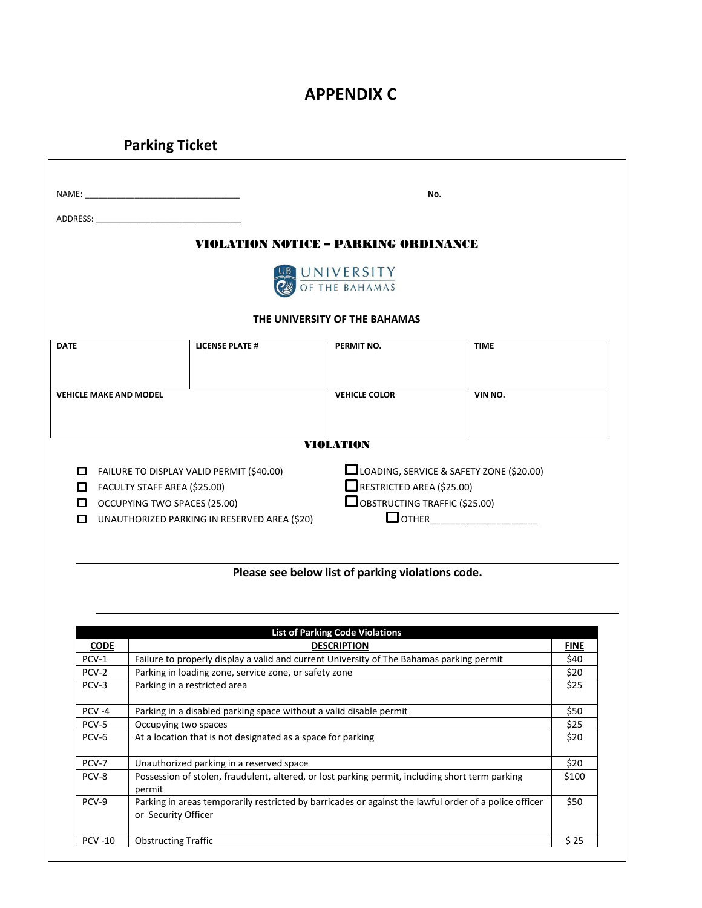# APPENDIX C

## Parking Ticket

NAME: ________________________________ **No.**

ADDRESS: ______________________________

**VIOLATION NOTICE – PARKING ORDINANCE**

UNIVERSITY OF THE BAHAMAS

**THE UNIVERSITY OF THE BAHAMAS**

| **DATE** | **LICENSE PLATE #** | **PERMIT NO.** | **TIME** |
|---|---|---|---|
| | | | |
| **VEHICLE MAKE AND MODEL** | | **VEHICLE COLOR** | **VIN NO.** |
| | | | |

**VIOLATION**

- ☐ FAILURE TO DISPLAY VALID PERMIT ($40.00)
- ☐ FACULTY STAFF AREA ($25.00)
- ☐ OCCUPYING TWO SPACES (25.00)
- ☐ UNAUTHORIZED PARKING IN RESERVED AREA ($20)
- ☐ LOADING, SERVICE & SAFETY ZONE ($20.00)
- ☐ RESTRICTED AREA ($25.00)
- ☐ OBSTRUCTING TRAFFIC ($25.00)
- ☐ OTHER____________________

---

**Please see below list of parking violations code.**

---

**List of Parking Code Violations**

| CODE | DESCRIPTION | FINE |
|---|---|---|
| PCV-1 | Failure to properly display a valid and current University of The Bahamas parking permit | $40 |
| PCV-2 | Parking in loading zone, service zone, or safety zone | $20 |
| PCV-3 | Parking in a restricted area | $25 |
| PCV -4 | Parking in a disabled parking space without a valid disable permit | $50 |
| PCV-5 | Occupying two spaces | $25 |
| PCV-6 | At a location that is not designated as a space for parking | $20 |
| PCV-7 | Unauthorized parking in a reserved space | $20 |
| PCV-8 | Possession of stolen, fraudulent, altered, or lost parking permit, including short term parking permit | $100 |
| PCV-9 | Parking in areas temporarily restricted by barricades or against the lawful order of a police officer or Security Officer | $50 |
| PCV -10 | Obstructing Traffic | $ 25 |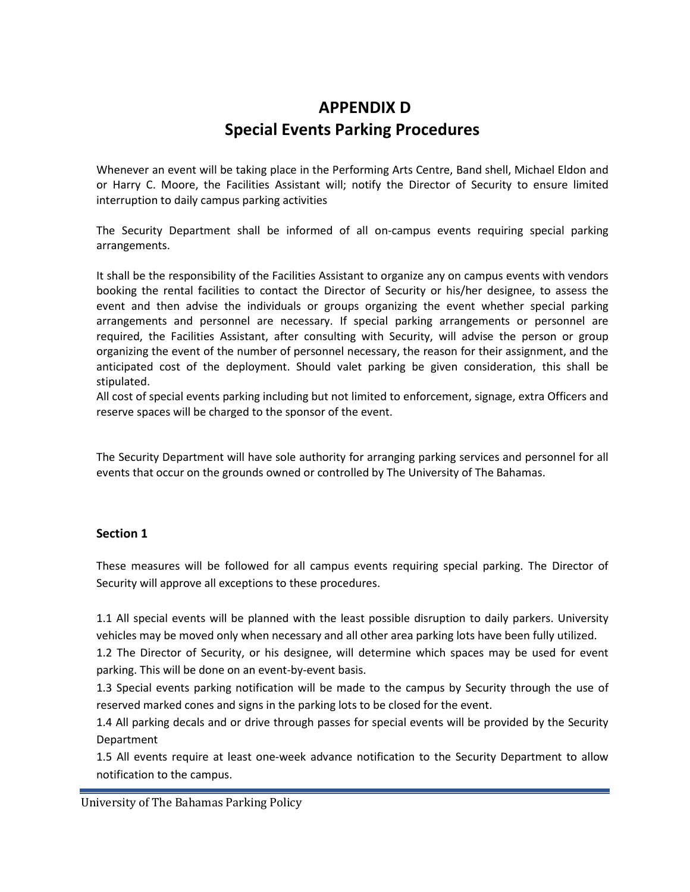# APPENDIX D
# Special Events Parking Procedures

Whenever an event will be taking place in the Performing Arts Centre, Band shell, Michael Eldon and or Harry C. Moore, the Facilities Assistant will; notify the Director of Security to ensure limited interruption to daily campus parking activities

The Security Department shall be informed of all on-campus events requiring special parking arrangements.

It shall be the responsibility of the Facilities Assistant to organize any on campus events with vendors booking the rental facilities to contact the Director of Security or his/her designee, to assess the event and then advise the individuals or groups organizing the event whether special parking arrangements and personnel are necessary. If special parking arrangements or personnel are required, the Facilities Assistant, after consulting with Security, will advise the person or group organizing the event of the number of personnel necessary, the reason for their assignment, and the anticipated cost of the deployment. Should valet parking be given consideration, this shall be stipulated.
All cost of special events parking including but not limited to enforcement, signage, extra Officers and reserve spaces will be charged to the sponsor of the event.

The Security Department will have sole authority for arranging parking services and personnel for all events that occur on the grounds owned or controlled by The University of The Bahamas.

### Section 1

These measures will be followed for all campus events requiring special parking. The Director of Security will approve all exceptions to these procedures.

1.1 All special events will be planned with the least possible disruption to daily parkers. University vehicles may be moved only when necessary and all other area parking lots have been fully utilized.
1.2 The Director of Security, or his designee, will determine which spaces may be used for event parking. This will be done on an event-by-event basis.
1.3 Special events parking notification will be made to the campus by Security through the use of reserved marked cones and signs in the parking lots to be closed for the event.
1.4 All parking decals and or drive through passes for special events will be provided by the Security Department
1.5 All events require at least one-week advance notification to the Security Department to allow notification to the campus.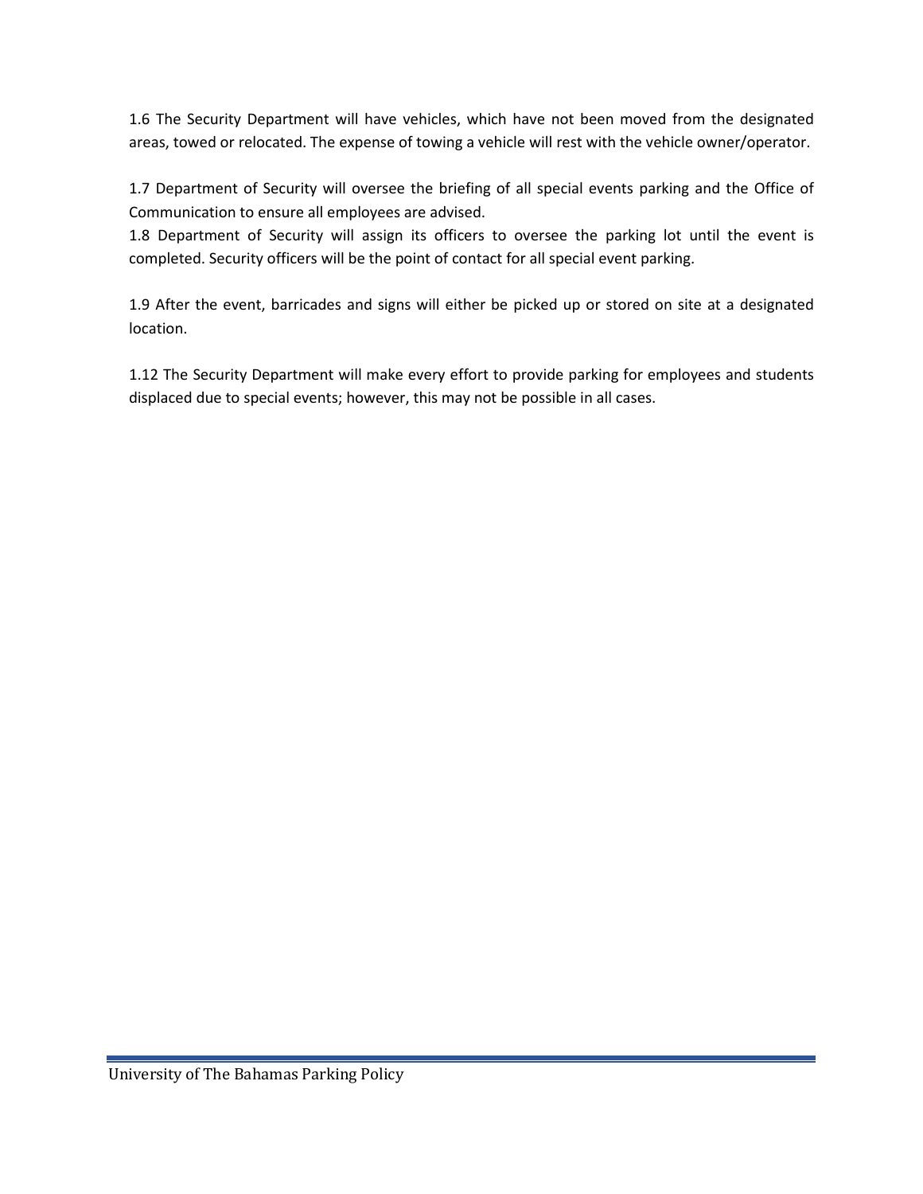1.6 The Security Department will have vehicles, which have not been moved from the designated areas, towed or relocated. The expense of towing a vehicle will rest with the vehicle owner/operator.

1.7 Department of Security will oversee the briefing of all special events parking and the Office of Communication to ensure all employees are advised.

1.8 Department of Security will assign its officers to oversee the parking lot until the event is completed. Security officers will be the point of contact for all special event parking.

1.9 After the event, barricades and signs will either be picked up or stored on site at a designated location.

1.12 The Security Department will make every effort to provide parking for employees and students displaced due to special events; however, this may not be possible in all cases.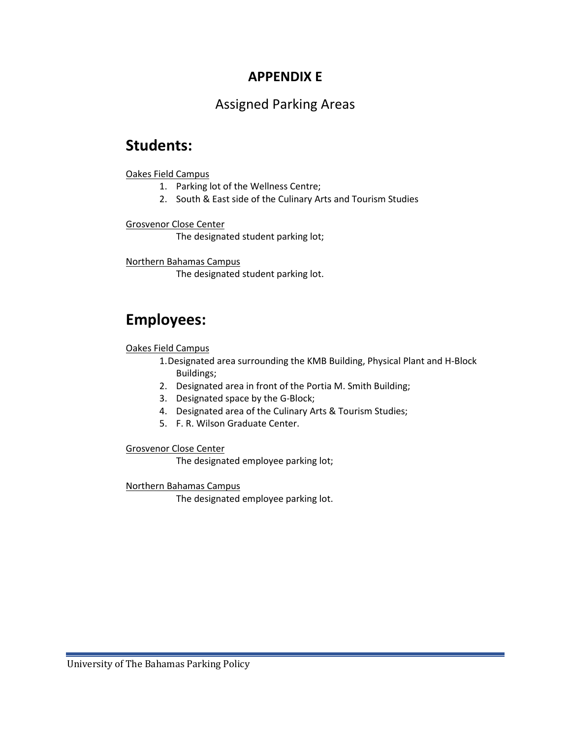# APPENDIX E

## Assigned Parking Areas

# Students:

Oakes Field Campus

1. Parking lot of the Wellness Centre;
2. South & East side of the Culinary Arts and Tourism Studies

Grosvenor Close Center

The designated student parking lot;

Northern Bahamas Campus

The designated student parking lot.

# Employees:

Oakes Field Campus

1. Designated area surrounding the KMB Building, Physical Plant and H-Block Buildings;
2. Designated area in front of the Portia M. Smith Building;
3. Designated space by the G-Block;
4. Designated area of the Culinary Arts & Tourism Studies;
5. F. R. Wilson Graduate Center.

Grosvenor Close Center

The designated employee parking lot;

Northern Bahamas Campus

The designated employee parking lot.